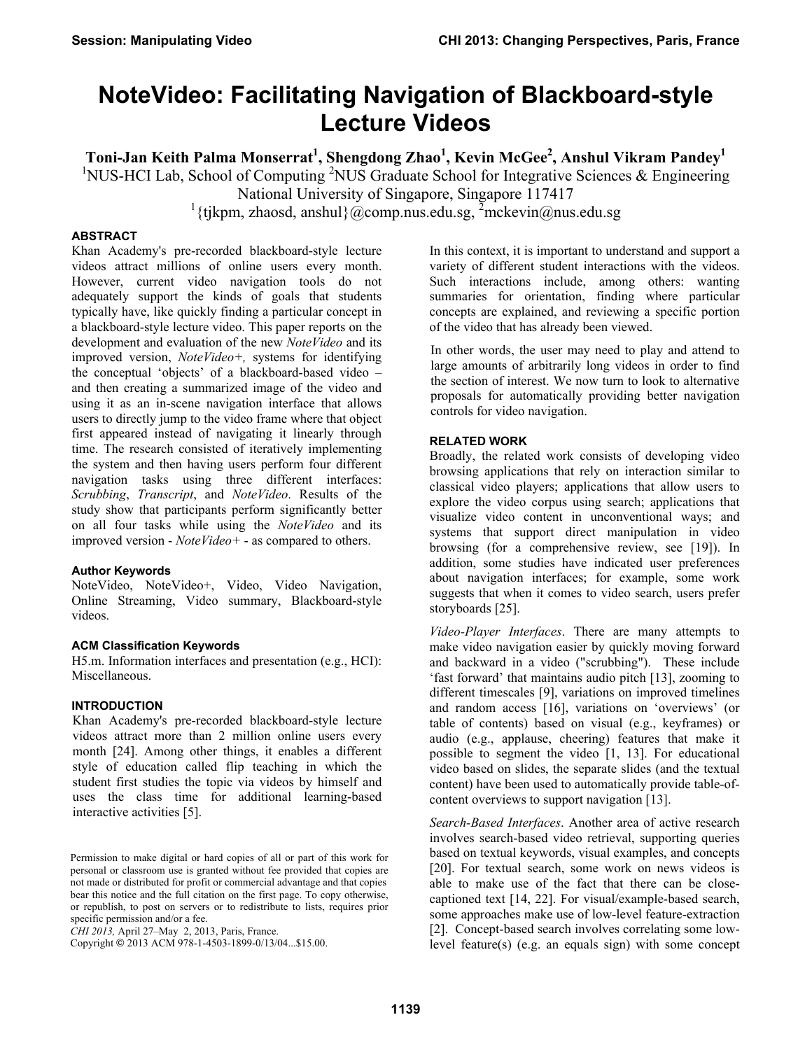# NoteVideo: Facilitating Navigation of Blackboard-style Lecture Videos

**Toni-Jan Keith Palma Monserrat[1], Shengdong Zhao[1], Kevin McGee[2], Anshul Vikram Pandey[1]**

[1]NUS-HCI Lab, School of Computing [2]NUS Graduate School for Integrative Sciences & Engineering
National University of Singapore, Singapore 117417
[1]{tjkpm, zhaosd, anshul}@comp.nus.edu.sg, [2]mckevin@nus.edu.sg

### ABSTRACT

Khan Academy's pre-recorded blackboard-style lecture videos attract millions of online users every month. However, current video navigation tools do not adequately support the kinds of goals that students typically have, like quickly finding a particular concept in a blackboard-style lecture video. This paper reports on the development and evaluation of the new *NoteVideo* and its improved version, *NoteVideo+,* systems for identifying the conceptual 'objects' of a blackboard-based video – and then creating a summarized image of the video and using it as an in-scene navigation interface that allows users to directly jump to the video frame where that object first appeared instead of navigating it linearly through time. The research consisted of iteratively implementing the system and then having users perform four different navigation tasks using three different interfaces: *Scrubbing*, *Transcript*, and *NoteVideo*. Results of the study show that participants perform significantly better on all four tasks while using the *NoteVideo* and its improved version - *NoteVideo+* - as compared to others.

### Author Keywords

NoteVideo, NoteVideo+, Video, Video Navigation, Online Streaming, Video summary, Blackboard-style videos.

### ACM Classification Keywords

H5.m. Information interfaces and presentation (e.g., HCI): Miscellaneous.

### INTRODUCTION

Khan Academy's pre-recorded blackboard-style lecture videos attract more than 2 million online users every month [24]. Among other things, it enables a different style of education called flip teaching in which the student first studies the topic via videos by himself and uses the class time for additional learning-based interactive activities [5].

Permission to make digital or hard copies of all or part of this work for personal or classroom use is granted without fee provided that copies are not made or distributed for profit or commercial advantage and that copies bear this notice and the full citation on the first page. To copy otherwise, or republish, to post on servers or to redistribute to lists, requires prior specific permission and/or a fee.
*CHI 2013,* April 27–May 2, 2013, Paris, France.
Copyright © 2013 ACM 978-1-4503-1899-0/13/04...$15.00.

In this context, it is important to understand and support a variety of different student interactions with the videos. Such interactions include, among others: wanting summaries for orientation, finding where particular concepts are explained, and reviewing a specific portion of the video that has already been viewed.

In other words, the user may need to play and attend to large amounts of arbitrarily long videos in order to find the section of interest. We now turn to look to alternative proposals for automatically providing better navigation controls for video navigation.

### RELATED WORK

Broadly, the related work consists of developing video browsing applications that rely on interaction similar to classical video players; applications that allow users to explore the video corpus using search; applications that visualize video content in unconventional ways; and systems that support direct manipulation in video browsing (for a comprehensive review, see [19]). In addition, some studies have indicated user preferences about navigation interfaces; for example, some work suggests that when it comes to video search, users prefer storyboards [25].

*Video-Player Interfaces*. There are many attempts to make video navigation easier by quickly moving forward and backward in a video ("scrubbing"). These include 'fast forward' that maintains audio pitch [13], zooming to different timescales [9], variations on improved timelines and random access [16], variations on 'overviews' (or table of contents) based on visual (e.g., keyframes) or audio (e.g., applause, cheering) features that make it possible to segment the video [1, 13]. For educational video based on slides, the separate slides (and the textual content) have been used to automatically provide table-of-content overviews to support navigation [13].

*Search-Based Interfaces*. Another area of active research involves search-based video retrieval, supporting queries based on textual keywords, visual examples, and concepts [20]. For textual search, some work on news videos is able to make use of the fact that there can be close-captioned text [14, 22]. For visual/example-based search, some approaches make use of low-level feature-extraction [2]. Concept-based search involves correlating some low-level feature(s) (e.g. an equals sign) with some concept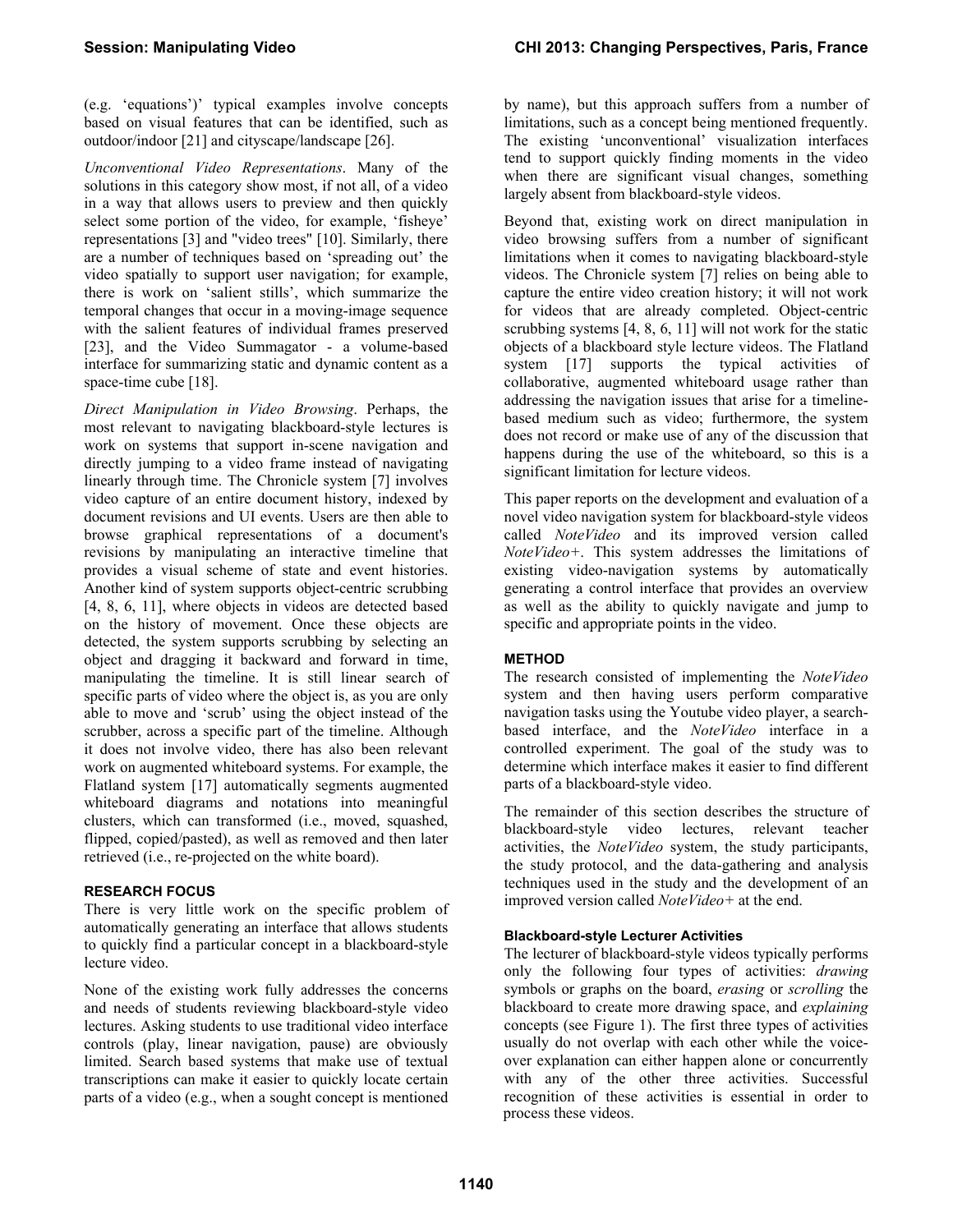(e.g. ‘equations’)’ typical examples involve concepts based on visual features that can be identified, such as outdoor/indoor [21] and cityscape/landscape [26].

*Unconventional Video Representations*. Many of the solutions in this category show most, if not all, of a video in a way that allows users to preview and then quickly select some portion of the video, for example, ‘fisheye’ representations [3] and "video trees" [10]. Similarly, there are a number of techniques based on ‘spreading out’ the video spatially to support user navigation; for example, there is work on ‘salient stills’, which summarize the temporal changes that occur in a moving-image sequence with the salient features of individual frames preserved [23], and the Video Summagator - a volume-based interface for summarizing static and dynamic content as a space-time cube [18].

*Direct Manipulation in Video Browsing*. Perhaps, the most relevant to navigating blackboard-style lectures is work on systems that support in-scene navigation and directly jumping to a video frame instead of navigating linearly through time. The Chronicle system [7] involves video capture of an entire document history, indexed by document revisions and UI events. Users are then able to browse graphical representations of a document's revisions by manipulating an interactive timeline that provides a visual scheme of state and event histories. Another kind of system supports object-centric scrubbing [4, 8, 6, 11], where objects in videos are detected based on the history of movement. Once these objects are detected, the system supports scrubbing by selecting an object and dragging it backward and forward in time, manipulating the timeline. It is still linear search of specific parts of video where the object is, as you are only able to move and ‘scrub’ using the object instead of the scrubber, across a specific part of the timeline. Although it does not involve video, there has also been relevant work on augmented whiteboard systems. For example, the Flatland system [17] automatically segments augmented whiteboard diagrams and notations into meaningful clusters, which can transformed (i.e., moved, squashed, flipped, copied/pasted), as well as removed and then later retrieved (i.e., re-projected on the white board).

## RESEARCH FOCUS

There is very little work on the specific problem of automatically generating an interface that allows students to quickly find a particular concept in a blackboard-style lecture video.

None of the existing work fully addresses the concerns and needs of students reviewing blackboard-style video lectures. Asking students to use traditional video interface controls (play, linear navigation, pause) are obviously limited. Search based systems that make use of textual transcriptions can make it easier to quickly locate certain parts of a video (e.g., when a sought concept is mentioned by name), but this approach suffers from a number of limitations, such as a concept being mentioned frequently. The existing ‘unconventional’ visualization interfaces tend to support quickly finding moments in the video when there are significant visual changes, something largely absent from blackboard-style videos.

Beyond that, existing work on direct manipulation in video browsing suffers from a number of significant limitations when it comes to navigating blackboard-style videos. The Chronicle system [7] relies on being able to capture the entire video creation history; it will not work for videos that are already completed. Object-centric scrubbing systems [4, 8, 6, 11] will not work for the static objects of a blackboard style lecture videos. The Flatland system [17] supports the typical activities of collaborative, augmented whiteboard usage rather than addressing the navigation issues that arise for a timeline-based medium such as video; furthermore, the system does not record or make use of any of the discussion that happens during the use of the whiteboard, so this is a significant limitation for lecture videos.

This paper reports on the development and evaluation of a novel video navigation system for blackboard-style videos called *NoteVideo* and its improved version called *NoteVideo+*. This system addresses the limitations of existing video-navigation systems by automatically generating a control interface that provides an overview as well as the ability to quickly navigate and jump to specific and appropriate points in the video.

## METHOD

The research consisted of implementing the *NoteVideo* system and then having users perform comparative navigation tasks using the Youtube video player, a search-based interface, and the *NoteVideo* interface in a controlled experiment. The goal of the study was to determine which interface makes it easier to find different parts of a blackboard-style video.

The remainder of this section describes the structure of blackboard-style video lectures, relevant teacher activities, the *NoteVideo* system, the study participants, the study protocol, and the data-gathering and analysis techniques used in the study and the development of an improved version called *NoteVideo+* at the end.

### Blackboard-style Lecturer Activities

The lecturer of blackboard-style videos typically performs only the following four types of activities: *drawing* symbols or graphs on the board, *erasing* or *scrolling* the blackboard to create more drawing space, and *explaining* concepts (see Figure 1). The first three types of activities usually do not overlap with each other while the voice-over explanation can either happen alone or concurrently with any of the other three activities. Successful recognition of these activities is essential in order to process these videos.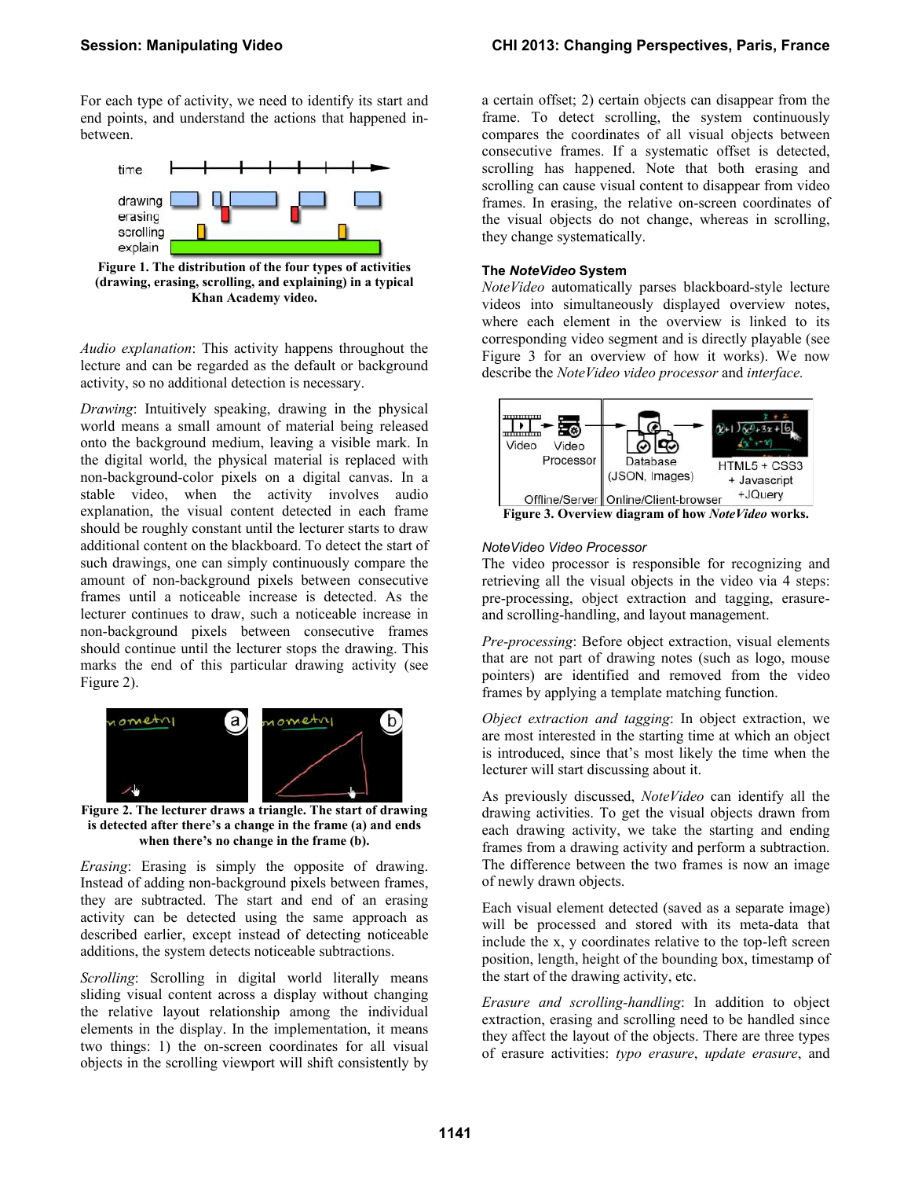For each type of activity, we need to identify its start and end points, and understand the actions that happened in-between.

**Figure 1. The distribution of the four types of activities (drawing, erasing, scrolling, and explaining) in a typical Khan Academy video.**

*Audio explanation*: This activity happens throughout the lecture and can be regarded as the default or background activity, so no additional detection is necessary.

*Drawing*: Intuitively speaking, drawing in the physical world means a small amount of material being released onto the background medium, leaving a visible mark. In the digital world, the physical material is replaced with non-background-color pixels on a digital canvas. In a stable video, when the activity involves audio explanation, the visual content detected in each frame should be roughly constant until the lecturer starts to draw additional content on the blackboard. To detect the start of such drawings, one can simply continuously compare the amount of non-background pixels between consecutive frames until a noticeable increase is detected. As the lecturer continues to draw, such a noticeable increase in non-background pixels between consecutive frames should continue until the lecturer stops the drawing. This marks the end of this particular drawing activity (see Figure 2).

**Figure 2. The lecturer draws a triangle. The start of drawing is detected after there's a change in the frame (a) and ends when there's no change in the frame (b).**

*Erasing*: Erasing is simply the opposite of drawing. Instead of adding non-background pixels between frames, they are subtracted. The start and end of an erasing activity can be detected using the same approach as described earlier, except instead of detecting noticeable additions, the system detects noticeable subtractions.

*Scrolling*: Scrolling in digital world literally means sliding visual content across a display without changing the relative layout relationship among the individual elements in the display. In the implementation, it means two things: 1) the on-screen coordinates for all visual objects in the scrolling viewport will shift consistently by a certain offset; 2) certain objects can disappear from the frame. To detect scrolling, the system continuously compares the coordinates of all visual objects between consecutive frames. If a systematic offset is detected, scrolling has happened. Note that both erasing and scrolling can cause visual content to disappear from video frames. In erasing, the relative on-screen coordinates of the visual objects do not change, whereas in scrolling, they change systematically.

### The *NoteVideo* System

*NoteVideo* automatically parses blackboard-style lecture videos into simultaneously displayed overview notes, where each element in the overview is linked to its corresponding video segment and is directly playable (see Figure 3 for an overview of how it works). We now describe the *NoteVideo video processor* and *interface.*

**Figure 3. Overview diagram of how *NoteVideo* works.**

#### *NoteVideo Video Processor*

The video processor is responsible for recognizing and retrieving all the visual objects in the video via 4 steps: pre-processing, object extraction and tagging, erasure- and scrolling-handling, and layout management.

*Pre-processing*: Before object extraction, visual elements that are not part of drawing notes (such as logo, mouse pointers) are identified and removed from the video frames by applying a template matching function.

*Object extraction and tagging*: In object extraction, we are most interested in the starting time at which an object is introduced, since that's most likely the time when the lecturer will start discussing about it.

As previously discussed, *NoteVideo* can identify all the drawing activities. To get the visual objects drawn from each drawing activity, we take the starting and ending frames from a drawing activity and perform a subtraction. The difference between the two frames is now an image of newly drawn objects.

Each visual element detected (saved as a separate image) will be processed and stored with its meta-data that include the x, y coordinates relative to the top-left screen position, length, height of the bounding box, timestamp of the start of the drawing activity, etc.

*Erasure and scrolling-handling*: In addition to object extraction, erasing and scrolling need to be handled since they affect the layout of the objects. There are three types of erasure activities: *typo erasure*, *update erasure*, and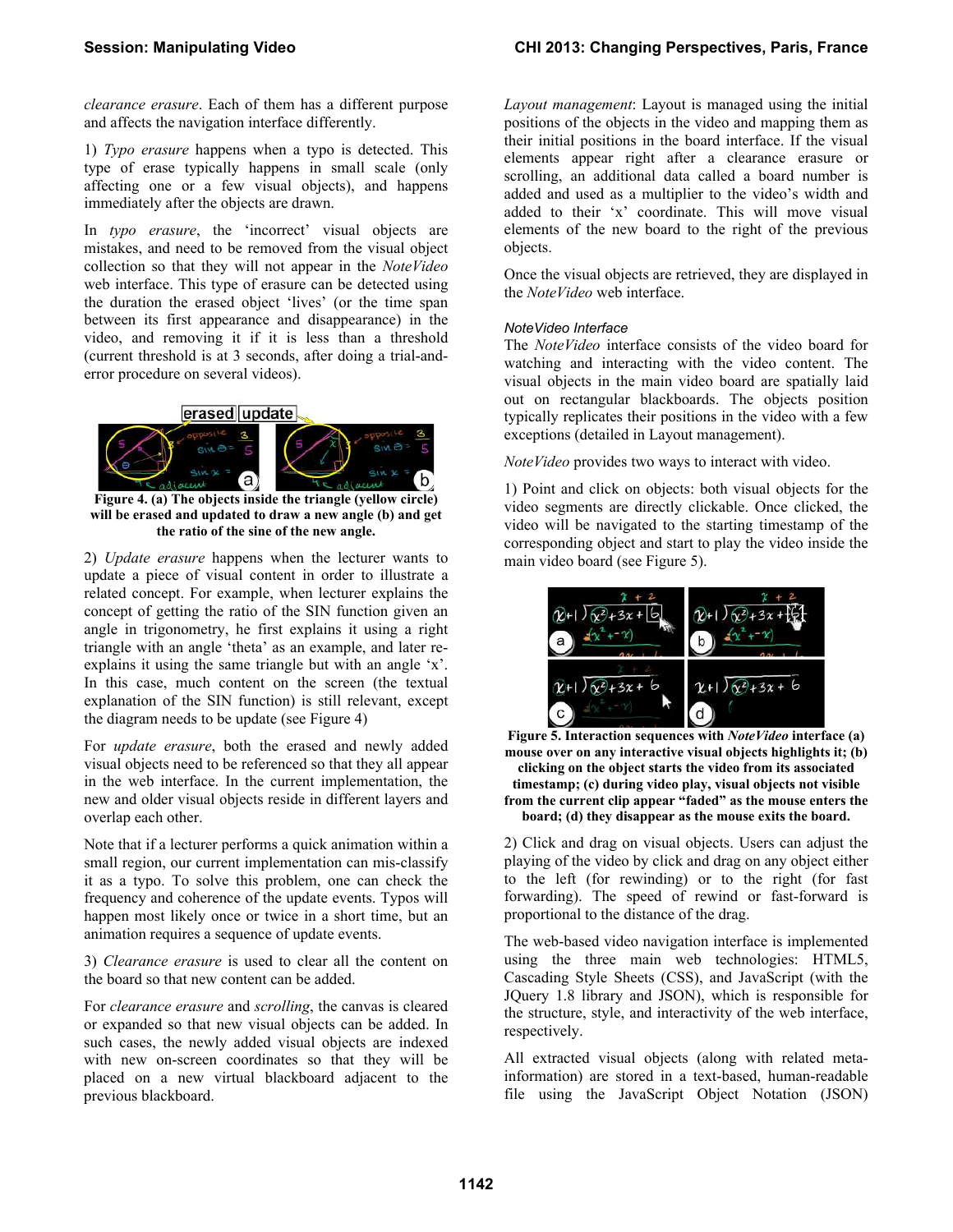*clearance erasure*. Each of them has a different purpose and affects the navigation interface differently.

1) *Typo erasure* happens when a typo is detected. This type of erase typically happens in small scale (only affecting one or a few visual objects), and happens immediately after the objects are drawn.

In *typo erasure*, the 'incorrect' visual objects are mistakes, and need to be removed from the visual object collection so that they will not appear in the *NoteVideo* web interface. This type of erasure can be detected using the duration the erased object 'lives' (or the time span between its first appearance and disappearance) in the video, and removing it if it is less than a threshold (current threshold is at 3 seconds, after doing a trial-and-error procedure on several videos).

**Figure 4. (a) The objects inside the triangle (yellow circle) will be erased and updated to draw a new angle (b) and get the ratio of the sine of the new angle.**

2) *Update erasure* happens when the lecturer wants to update a piece of visual content in order to illustrate a related concept. For example, when lecturer explains the concept of getting the ratio of the SIN function given an angle in trigonometry, he first explains it using a right triangle with an angle 'theta' as an example, and later re-explains it using the same triangle but with an angle 'x'. In this case, much content on the screen (the textual explanation of the SIN function) is still relevant, except the diagram needs to be update (see Figure 4)

For *update erasure*, both the erased and newly added visual objects need to be referenced so that they all appear in the web interface. In the current implementation, the new and older visual objects reside in different layers and overlap each other.

Note that if a lecturer performs a quick animation within a small region, our current implementation can mis-classify it as a typo. To solve this problem, one can check the frequency and coherence of the update events. Typos will happen most likely once or twice in a short time, but an animation requires a sequence of update events.

3) *Clearance erasure* is used to clear all the content on the board so that new content can be added.

For *clearance erasure* and *scrolling*, the canvas is cleared or expanded so that new visual objects can be added. In such cases, the newly added visual objects are indexed with new on-screen coordinates so that they will be placed on a new virtual blackboard adjacent to the previous blackboard.

*Layout management*: Layout is managed using the initial positions of the objects in the video and mapping them as their initial positions in the board interface. If the visual elements appear right after a clearance erasure or scrolling, an additional data called a board number is added and used as a multiplier to the video's width and added to their 'x' coordinate. This will move visual elements of the new board to the right of the previous objects.

Once the visual objects are retrieved, they are displayed in the *NoteVideo* web interface.

### *NoteVideo Interface*

The *NoteVideo* interface consists of the video board for watching and interacting with the video content. The visual objects in the main video board are spatially laid out on rectangular blackboards. The objects position typically replicates their positions in the video with a few exceptions (detailed in Layout management).

*NoteVideo* provides two ways to interact with video.

1) Point and click on objects: both visual objects for the video segments are directly clickable. Once clicked, the video will be navigated to the starting timestamp of the corresponding object and start to play the video inside the main video board (see Figure 5).

**Figure 5. Interaction sequences with *NoteVideo* interface (a) mouse over on any interactive visual objects highlights it; (b) clicking on the object starts the video from its associated timestamp; (c) during video play, visual objects not visible from the current clip appear "faded" as the mouse enters the board; (d) they disappear as the mouse exits the board.**

2) Click and drag on visual objects. Users can adjust the playing of the video by click and drag on any object either to the left (for rewinding) or to the right (for fast forwarding). The speed of rewind or fast-forward is proportional to the distance of the drag.

The web-based video navigation interface is implemented using the three main web technologies: HTML5, Cascading Style Sheets (CSS), and JavaScript (with the JQuery 1.8 library and JSON), which is responsible for the structure, style, and interactivity of the web interface, respectively.

All extracted visual objects (along with related meta-information) are stored in a text-based, human-readable file using the JavaScript Object Notation (JSON)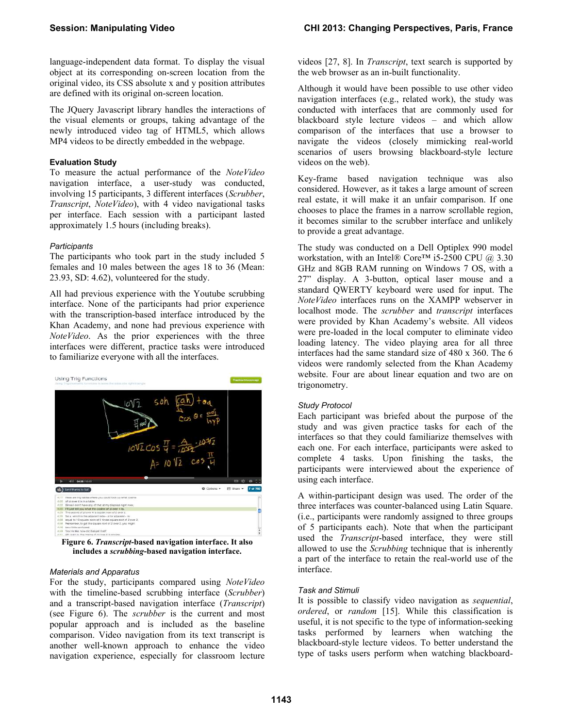language-independent data format. To display the visual object at its corresponding on-screen location from the original video, its CSS absolute x and y position attributes are defined with its original on-screen location.

The JQuery Javascript library handles the interactions of the visual elements or groups, taking advantage of the newly introduced video tag of HTML5, which allows MP4 videos to be directly embedded in the webpage.

### Evaluation Study

To measure the actual performance of the *NoteVideo* navigation interface, a user-study was conducted, involving 15 participants, 3 different interfaces (*Scrubber*, *Transcript*, *NoteVideo*), with 4 video navigational tasks per interface. Each session with a participant lasted approximately 1.5 hours (including breaks).

#### *Participants*

The participants who took part in the study included 5 females and 10 males between the ages 18 to 36 (Mean: 23.93, SD: 4.62), volunteered for the study.

All had previous experience with the Youtube scrubbing interface. None of the participants had prior experience with the transcription-based interface introduced by the Khan Academy, and none had previous experience with *NoteVideo*. As the prior experiences with the three interfaces were different, practice tasks were introduced to familiarize everyone with all the interfaces.

**Figure 6. *Transcript*-based navigation interface. It also includes a *scrubbing*-based navigation interface.**

#### *Materials and Apparatus*

For the study, participants compared using *NoteVideo* with the timeline-based scrubbing interface (*Scrubber*) and a transcript-based navigation interface (*Transcript*) (see Figure 6). The *scrubber* is the current and most popular approach and is included as the baseline comparison. Video navigation from its text transcript is another well-known approach to enhance the video navigation experience, especially for classroom lecture videos [27, 8]. In *Transcript*, text search is supported by the web browser as an in-built functionality.

Although it would have been possible to use other video navigation interfaces (e.g., related work), the study was conducted with interfaces that are commonly used for blackboard style lecture videos – and which allow comparison of the interfaces that use a browser to navigate the videos (closely mimicking real-world scenarios of users browsing blackboard-style lecture videos on the web).

Key-frame based navigation technique was also considered. However, as it takes a large amount of screen real estate, it will make it an unfair comparison. If one chooses to place the frames in a narrow scrollable region, it becomes similar to the scrubber interface and unlikely to provide a great advantage.

The study was conducted on a Dell Optiplex 990 model workstation, with an Intel® Core™ i5-2500 CPU @ 3.30 GHz and 8GB RAM running on Windows 7 OS, with a 27" display. A 3-button, optical laser mouse and a standard QWERTY keyboard were used for input. The *NoteVideo* interfaces runs on the XAMPP webserver in localhost mode. The *scrubber* and *transcript* interfaces were provided by Khan Academy's website. All videos were pre-loaded in the local computer to eliminate video loading latency. The video playing area for all three interfaces had the same standard size of 480 x 360. The 6 videos were randomly selected from the Khan Academy website. Four are about linear equation and two are on trigonometry.

#### *Study Protocol*

Each participant was briefed about the purpose of the study and was given practice tasks for each of the interfaces so that they could familiarize themselves with each one. For each interface, participants were asked to complete 4 tasks. Upon finishing the tasks, the participants were interviewed about the experience of using each interface.

A within-participant design was used. The order of the three interfaces was counter-balanced using Latin Square. (i.e., participants were randomly assigned to three groups of 5 participants each). Note that when the participant used the *Transcript*-based interface, they were still allowed to use the *Scrubbing* technique that is inherently a part of the interface to retain the real-world use of the interface.

#### *Task and Stimuli*

It is possible to classify video navigation as *sequential*, *ordered*, or *random* [15]. While this classification is useful, it is not specific to the type of information-seeking tasks performed by learners when watching the blackboard-style lecture videos. To better understand the type of tasks users perform when watching blackboard-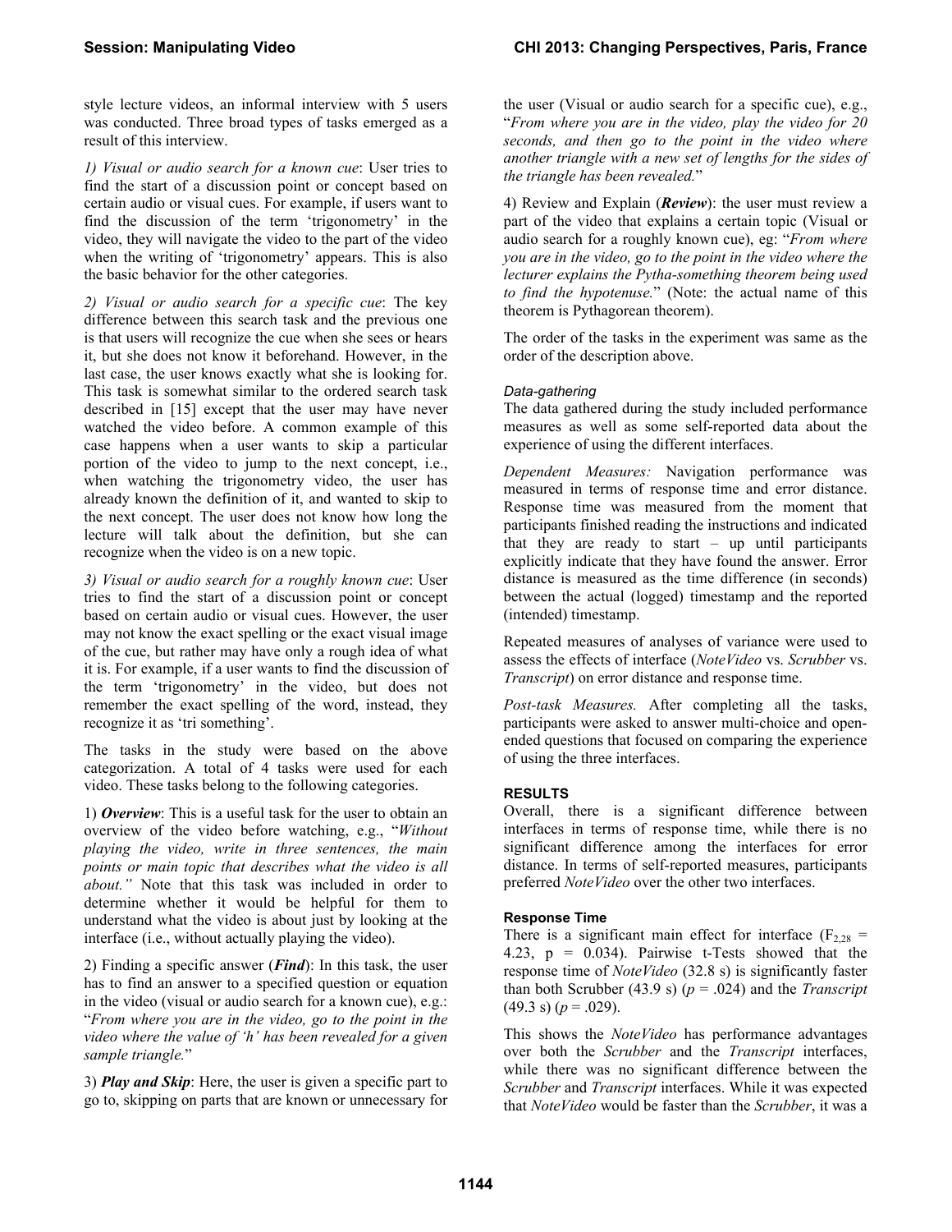style lecture videos, an informal interview with 5 users was conducted. Three broad types of tasks emerged as a result of this interview.

*1) Visual or audio search for a known cue*: User tries to find the start of a discussion point or concept based on certain audio or visual cues. For example, if users want to find the discussion of the term 'trigonometry' in the video, they will navigate the video to the part of the video when the writing of 'trigonometry' appears. This is also the basic behavior for the other categories.

*2) Visual or audio search for a specific cue*: The key difference between this search task and the previous one is that users will recognize the cue when she sees or hears it, but she does not know it beforehand. However, in the last case, the user knows exactly what she is looking for. This task is somewhat similar to the ordered search task described in [15] except that the user may have never watched the video before. A common example of this case happens when a user wants to skip a particular portion of the video to jump to the next concept, i.e., when watching the trigonometry video, the user has already known the definition of it, and wanted to skip to the next concept. The user does not know how long the lecture will talk about the definition, but she can recognize when the video is on a new topic.

*3) Visual or audio search for a roughly known cue*: User tries to find the start of a discussion point or concept based on certain audio or visual cues. However, the user may not know the exact spelling or the exact visual image of the cue, but rather may have only a rough idea of what it is. For example, if a user wants to find the discussion of the term 'trigonometry' in the video, but does not remember the exact spelling of the word, instead, they recognize it as 'tri something'.

The tasks in the study were based on the above categorization. A total of 4 tasks were used for each video. These tasks belong to the following categories.

1) ***Overview***: This is a useful task for the user to obtain an overview of the video before watching, e.g., "*Without playing the video, write in three sentences, the main points or main topic that describes what the video is all about.*" Note that this task was included in order to determine whether it would be helpful for them to understand what the video is about just by looking at the interface (i.e., without actually playing the video).

2) Finding a specific answer (***Find***): In this task, the user has to find an answer to a specified question or equation in the video (visual or audio search for a known cue), e.g.: "*From where you are in the video, go to the point in the video where the value of 'h' has been revealed for a given sample triangle.*"

3) ***Play and Skip***: Here, the user is given a specific part to go to, skipping on parts that are known or unnecessary for the user (Visual or audio search for a specific cue), e.g., "*From where you are in the video, play the video for 20 seconds, and then go to the point in the video where another triangle with a new set of lengths for the sides of the triangle has been revealed.*"

4) Review and Explain (***Review***): the user must review a part of the video that explains a certain topic (Visual or audio search for a roughly known cue), eg: "*From where you are in the video, go to the point in the video where the lecturer explains the Pytha-something theorem being used to find the hypotenuse.*" (Note: the actual name of this theorem is Pythagorean theorem).

The order of the tasks in the experiment was same as the order of the description above.

#### *Data-gathering*

The data gathered during the study included performance measures as well as some self-reported data about the experience of using the different interfaces.

*Dependent Measures:* Navigation performance was measured in terms of response time and error distance. Response time was measured from the moment that participants finished reading the instructions and indicated that they are ready to start – up until participants explicitly indicate that they have found the answer. Error distance is measured as the time difference (in seconds) between the actual (logged) timestamp and the reported (intended) timestamp.

Repeated measures of analyses of variance were used to assess the effects of interface (*NoteVideo* vs. *Scrubber* vs. *Transcript*) on error distance and response time.

*Post-task Measures.* After completing all the tasks, participants were asked to answer multi-choice and open-ended questions that focused on comparing the experience of using the three interfaces.

## RESULTS

Overall, there is a significant difference between interfaces in terms of response time, while there is no significant difference among the interfaces for error distance. In terms of self-reported measures, participants preferred *NoteVideo* over the other two interfaces.

### Response Time

There is a significant main effect for interface ($F_{2,28}$ = 4.23, p = 0.034). Pairwise t-Tests showed that the response time of *NoteVideo* (32.8 s) is significantly faster than both Scrubber (43.9 s) ($p$ = .024) and the *Transcript* (49.3 s) ($p$ = .029).

This shows the *NoteVideo* has performance advantages over both the *Scrubber* and the *Transcript* interfaces, while there was no significant difference between the *Scrubber* and *Transcript* interfaces. While it was expected that *NoteVideo* would be faster than the *Scrubber*, it was a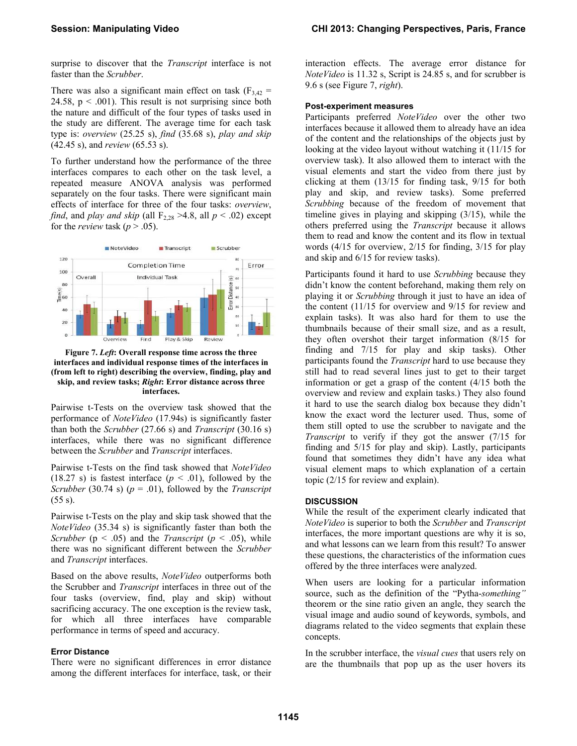surprise to discover that the *Transcript* interface is not faster than the *Scrubber*.

There was also a significant main effect on task ($F_{3,42}$ = 24.58, $p < .001$). This result is not surprising since both the nature and difficult of the four types of tasks used in the study are different. The average time for each task type is: *overview* (25.25 s), *find* (35.68 s), *play and skip* (42.45 s), and *review* (65.53 s).

To further understand how the performance of the three interfaces compares to each other on the task level, a repeated measure ANOVA analysis was performed separately on the four tasks. There were significant main effects of interface for three of the four tasks: *overview*, *find*, and *play and skip* (all $F_{2,28}$ >4.8, all $p < .02$) except for the *review* task ($p > .05$).

**Figure 7. *Left*: Overall response time across the three interfaces and individual response times of the interfaces in (from left to right) describing the overview, finding, play and skip, and review tasks; *Right*: Error distance across three interfaces.**

Pairwise t-Tests on the overview task showed that the performance of *NoteVideo* (17.94s) is significantly faster than both the *Scrubber* (27.66 s) and *Transcript* (30.16 s) interfaces, while there was no significant difference between the *Scrubber* and *Transcript* interfaces.

Pairwise t-Tests on the find task showed that *NoteVideo* (18.27 s) is fastest interface ($p < .01$), followed by the *Scrubber* (30.74 s) ($p = .01$), followed by the *Transcript* (55 s).

Pairwise t-Tests on the play and skip task showed that the *NoteVideo* (35.34 s) is significantly faster than both the *Scrubber* ($p < .05$) and the *Transcript* ($p < .05$), while there was no significant different between the *Scrubber* and *Transcript* interfaces.

Based on the above results, *NoteVideo* outperforms both the Scrubber and *Transcript* interfaces in three out of the four tasks (overview, find, play and skip) without sacrificing accuracy. The one exception is the review task, for which all three interfaces have comparable performance in terms of speed and accuracy.

#### Error Distance

There were no significant differences in error distance among the different interfaces for interface, task, or their interaction effects. The average error distance for *NoteVideo* is 11.32 s, Script is 24.85 s, and for scrubber is 9.6 s (see Figure 7, *right*).

#### Post-experiment measures

Participants preferred *NoteVideo* over the other two interfaces because it allowed them to already have an idea of the content and the relationships of the objects just by looking at the video layout without watching it (11/15 for overview task). It also allowed them to interact with the visual elements and start the video from there just by clicking at them (13/15 for finding task, 9/15 for both play and skip, and review tasks). Some preferred *Scrubbing* because of the freedom of movement that timeline gives in playing and skipping (3/15), while the others preferred using the *Transcript* because it allows them to read and know the content and its flow in textual words (4/15 for overview, 2/15 for finding, 3/15 for play and skip and 6/15 for review tasks).

Participants found it hard to use *Scrubbing* because they didn't know the content beforehand, making them rely on playing it or *Scrubbing* through it just to have an idea of the content (11/15 for overview and 9/15 for review and explain tasks). It was also hard for them to use the thumbnails because of their small size, and as a result, they often overshot their target information (8/15 for finding and 7/15 for play and skip tasks). Other participants found the *Transcript* hard to use because they still had to read several lines just to get to their target information or get a grasp of the content (4/15 both the overview and review and explain tasks.) They also found it hard to use the search dialog box because they didn't know the exact word the lecturer used. Thus, some of them still opted to use the scrubber to navigate and the *Transcript* to verify if they got the answer (7/15 for finding and 5/15 for play and skip). Lastly, participants found that sometimes they didn't have any idea what visual element maps to which explanation of a certain topic (2/15 for review and explain).

## DISCUSSION

While the result of the experiment clearly indicated that *NoteVideo* is superior to both the *Scrubber* and *Transcript* interfaces, the more important questions are why it is so, and what lessons can we learn from this result? To answer these questions, the characteristics of the information cues offered by the three interfaces were analyzed.

When users are looking for a particular information source, such as the definition of the "Pytha-*something"* theorem or the sine ratio given an angle, they search the visual image and audio sound of keywords, symbols, and diagrams related to the video segments that explain these concepts.

In the scrubber interface, the *visual cues* that users rely on are the thumbnails that pop up as the user hovers its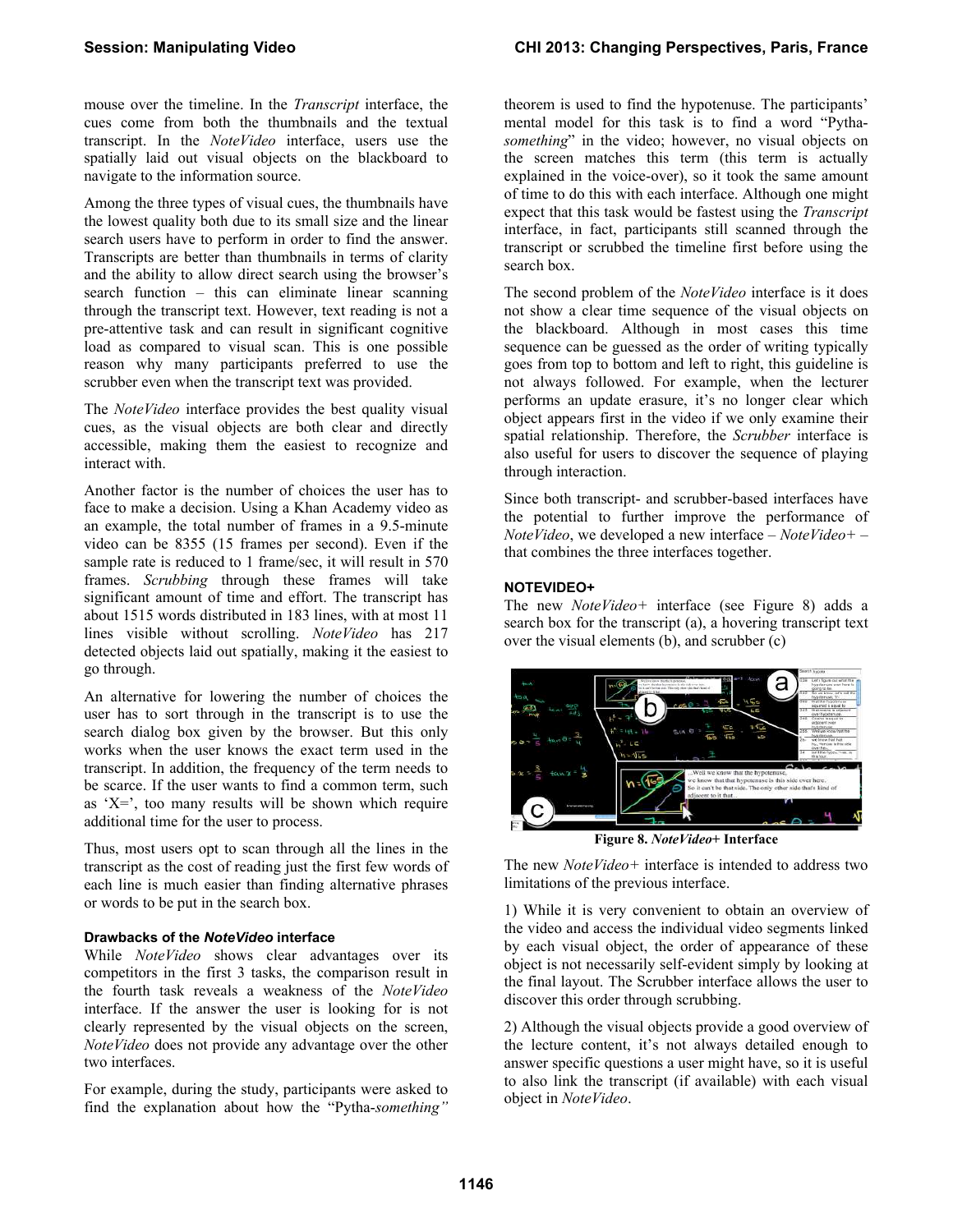mouse over the timeline. In the *Transcript* interface, the cues come from both the thumbnails and the textual transcript. In the *NoteVideo* interface, users use the spatially laid out visual objects on the blackboard to navigate to the information source.

Among the three types of visual cues, the thumbnails have the lowest quality both due to its small size and the linear search users have to perform in order to find the answer. Transcripts are better than thumbnails in terms of clarity and the ability to allow direct search using the browser's search function – this can eliminate linear scanning through the transcript text. However, text reading is not a pre-attentive task and can result in significant cognitive load as compared to visual scan. This is one possible reason why many participants preferred to use the scrubber even when the transcript text was provided.

The *NoteVideo* interface provides the best quality visual cues, as the visual objects are both clear and directly accessible, making them the easiest to recognize and interact with.

Another factor is the number of choices the user has to face to make a decision. Using a Khan Academy video as an example, the total number of frames in a 9.5-minute video can be 8355 (15 frames per second). Even if the sample rate is reduced to 1 frame/sec, it will result in 570 frames. *Scrubbing* through these frames will take significant amount of time and effort. The transcript has about 1515 words distributed in 183 lines, with at most 11 lines visible without scrolling. *NoteVideo* has 217 detected objects laid out spatially, making it the easiest to go through.

An alternative for lowering the number of choices the user has to sort through in the transcript is to use the search dialog box given by the browser. But this only works when the user knows the exact term used in the transcript. In addition, the frequency of the term needs to be scarce. If the user wants to find a common term, such as 'X=', too many results will be shown which require additional time for the user to process.

Thus, most users opt to scan through all the lines in the transcript as the cost of reading just the first few words of each line is much easier than finding alternative phrases or words to be put in the search box.

#### Drawbacks of the *NoteVideo* interface

While *NoteVideo* shows clear advantages over its competitors in the first 3 tasks, the comparison result in the fourth task reveals a weakness of the *NoteVideo* interface. If the answer the user is looking for is not clearly represented by the visual objects on the screen, *NoteVideo* does not provide any advantage over the other two interfaces.

For example, during the study, participants were asked to find the explanation about how the "Pytha-*something"* theorem is used to find the hypotenuse. The participants' mental model for this task is to find a word "Pytha-*something*" in the video; however, no visual objects on the screen matches this term (this term is actually explained in the voice-over), so it took the same amount of time to do this with each interface. Although one might expect that this task would be fastest using the *Transcript* interface, in fact, participants still scanned through the transcript or scrubbed the timeline first before using the search box.

The second problem of the *NoteVideo* interface is it does not show a clear time sequence of the visual objects on the blackboard. Although in most cases this time sequence can be guessed as the order of writing typically goes from top to bottom and left to right, this guideline is not always followed. For example, when the lecturer performs an update erasure, it's no longer clear which object appears first in the video if we only examine their spatial relationship. Therefore, the *Scrubber* interface is also useful for users to discover the sequence of playing through interaction.

Since both transcript- and scrubber-based interfaces have the potential to further improve the performance of *NoteVideo*, we developed a new interface – *NoteVideo+* – that combines the three interfaces together.

### NOTEVIDEO+

The new *NoteVideo+* interface (see Figure 8) adds a search box for the transcript (a), a hovering transcript text over the visual elements (b), and scrubber (c)

**Figure 8.** ***NoteVideo+*** **Interface**

The new *NoteVideo+* interface is intended to address two limitations of the previous interface.

1) While it is very convenient to obtain an overview of the video and access the individual video segments linked by each visual object, the order of appearance of these object is not necessarily self-evident simply by looking at the final layout. The Scrubber interface allows the user to discover this order through scrubbing.

2) Although the visual objects provide a good overview of the lecture content, it's not always detailed enough to answer specific questions a user might have, so it is useful to also link the transcript (if available) with each visual object in *NoteVideo*.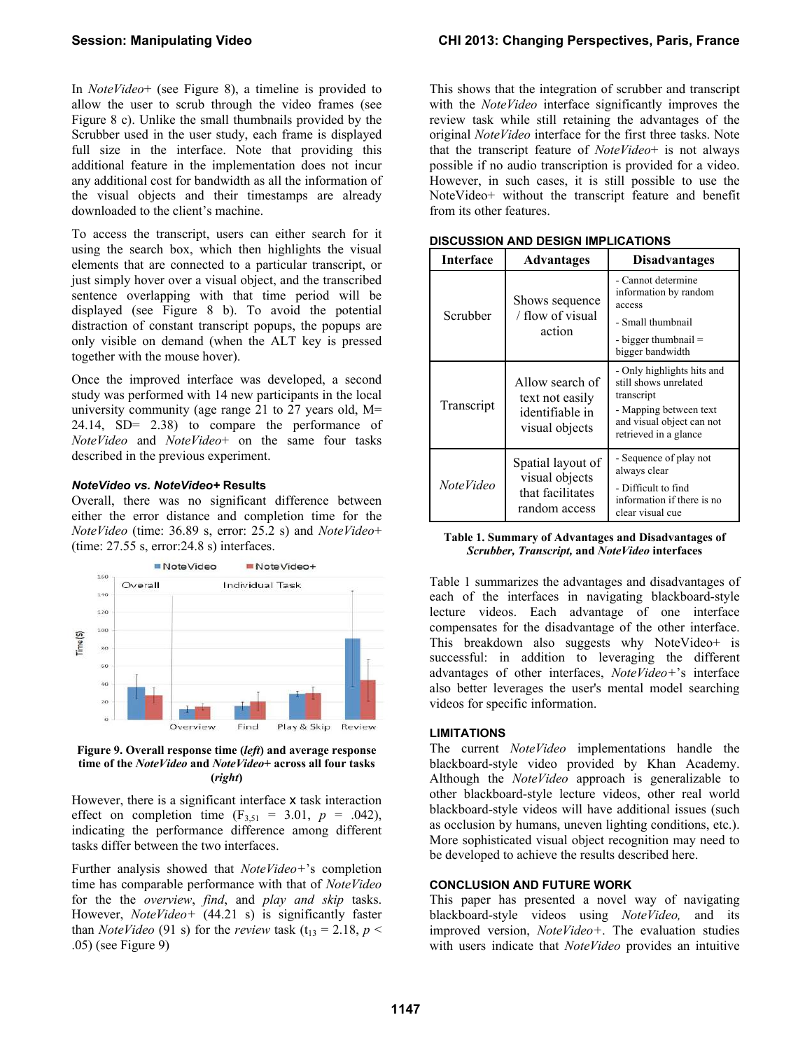In *NoteVideo+* (see Figure 8), a timeline is provided to allow the user to scrub through the video frames (see Figure 8 c). Unlike the small thumbnails provided by the Scrubber used in the user study, each frame is displayed full size in the interface. Note that providing this additional feature in the implementation does not incur any additional cost for bandwidth as all the information of the visual objects and their timestamps are already downloaded to the client's machine.

To access the transcript, users can either search for it using the search box, which then highlights the visual elements that are connected to a particular transcript, or just simply hover over a visual object, and the transcribed sentence overlapping with that time period will be displayed (see Figure 8 b). To avoid the potential distraction of constant transcript popups, the popups are only visible on demand (when the ALT key is pressed together with the mouse hover).

Once the improved interface was developed, a second study was performed with 14 new participants in the local university community (age range 21 to 27 years old, M= 24.14, SD= 2.38) to compare the performance of *NoteVideo* and *NoteVideo+* on the same four tasks described in the previous experiment.

### *NoteVideo* vs. *NoteVideo+* Results

Overall, there was no significant difference between either the error distance and completion time for the *NoteVideo* (time: 36.89 s, error: 25.2 s) and *NoteVideo+* (time: 27.55 s, error:24.8 s) interfaces.

**Figure 9. Overall response time (*left*) and average response time of the *NoteVideo* and *NoteVideo+* across all four tasks (*right*)**

However, there is a significant interface x task interaction effect on completion time ($F_{3,51}$ = 3.01, $p$ = .042), indicating the performance difference among different tasks differ between the two interfaces.

Further analysis showed that *NoteVideo+*'s completion time has comparable performance with that of *NoteVideo* for the the *overview*, *find*, and *play and skip* tasks. However, *NoteVideo+* (44.21 s) is significantly faster than *NoteVideo* (91 s) for the *review* task ($t_{13}$ = 2.18, $p$ < .05) (see Figure 9)

This shows that the integration of scrubber and transcript with the *NoteVideo* interface significantly improves the review task while still retaining the advantages of the original *NoteVideo* interface for the first three tasks. Note that the transcript feature of *NoteVideo+* is not always possible if no audio transcription is provided for a video. However, in such cases, it is still possible to use the NoteVideo+ without the transcript feature and benefit from its other features.

## DISCUSSION AND DESIGN IMPLICATIONS

| Interface | Advantages | Disadvantages |
|---|---|---|
| Scrubber | Shows sequence / flow of visual action | - Cannot determine information by random access<br>- Small thumbnail<br>- bigger thumbnail = bigger bandwidth |
| Transcript | Allow search of text not easily identifiable in visual objects | - Only highlights hits and still shows unrelated transcript<br>- Mapping between text and visual object can not retrieved in a glance |
| *NoteVideo* | Spatial layout of visual objects that facilitates random access | - Sequence of play not always clear<br>- Difficult to find information if there is no clear visual cue |

**Table 1. Summary of Advantages and Disadvantages of *Scrubber, Transcript,* and *NoteVideo* interfaces**

Table 1 summarizes the advantages and disadvantages of each of the interfaces in navigating blackboard-style lecture videos. Each advantage of one interface compensates for the disadvantage of the other interface. This breakdown also suggests why NoteVideo+ is successful: in addition to leveraging the different advantages of other interfaces, *NoteVideo+*'s interface also better leverages the user's mental model searching videos for specific information.

## LIMITATIONS

The current *NoteVideo* implementations handle the blackboard-style video provided by Khan Academy. Although the *NoteVideo* approach is generalizable to other blackboard-style lecture videos, other real world blackboard-style videos will have additional issues (such as occlusion by humans, uneven lighting conditions, etc.). More sophisticated visual object recognition may need to be developed to achieve the results described here.

## CONCLUSION AND FUTURE WORK

This paper has presented a novel way of navigating blackboard-style videos using *NoteVideo,* and its improved version, *NoteVideo+*. The evaluation studies with users indicate that *NoteVideo* provides an intuitive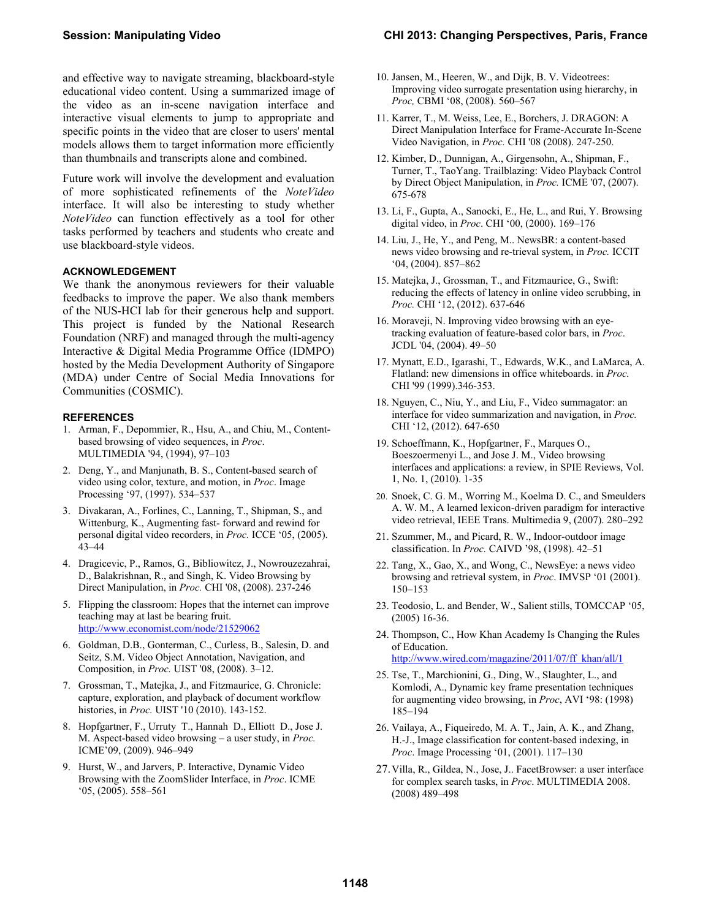and effective way to navigate streaming, blackboard-style educational video content. Using a summarized image of the video as an in-scene navigation interface and interactive visual elements to jump to appropriate and specific points in the video that are closer to users' mental models allows them to target information more efficiently than thumbnails and transcripts alone and combined.

Future work will involve the development and evaluation of more sophisticated refinements of the *NoteVideo* interface. It will also be interesting to study whether *NoteVideo* can function effectively as a tool for other tasks performed by teachers and students who create and use blackboard-style videos.

## ACKNOWLEDGEMENT

We thank the anonymous reviewers for their valuable feedbacks to improve the paper. We also thank members of the NUS-HCI lab for their generous help and support. This project is funded by the National Research Foundation (NRF) and managed through the multi-agency Interactive & Digital Media Programme Office (IDMPO) hosted by the Media Development Authority of Singapore (MDA) under Centre of Social Media Innovations for Communities (COSMIC).

## REFERENCES

1. Arman, F., Depommier, R., Hsu, A., and Chiu, M., Content-based browsing of video sequences, in *Proc*. MULTIMEDIA '94, (1994), 97–103
2. Deng, Y., and Manjunath, B. S., Content-based search of video using color, texture, and motion, in *Proc*. Image Processing '97, (1997). 534–537
3. Divakaran, A., Forlines, C., Lanning, T., Shipman, S., and Wittenburg, K., Augmenting fast- forward and rewind for personal digital video recorders, in *Proc.* ICCE '05, (2005). 43–44
4. Dragicevic, P., Ramos, G., Bibliowitcz, J., Nowrouzezahrai, D., Balakrishnan, R., and Singh, K. Video Browsing by Direct Manipulation, in *Proc.* CHI '08, (2008). 237-246
5. Flipping the classroom: Hopes that the internet can improve teaching may at last be bearing fruit. http://www.economist.com/node/21529062
6. Goldman, D.B., Gonterman, C., Curless, B., Salesin, D. and Seitz, S.M. Video Object Annotation, Navigation, and Composition, in *Proc.* UIST '08, (2008). 3–12.
7. Grossman, T., Matejka, J., and Fitzmaurice, G. Chronicle: capture, exploration, and playback of document workflow histories, in *Proc.* UIST '10 (2010). 143-152.
8. Hopfgartner, F., Urruty T., Hannah D., Elliott D., Jose J. M. Aspect-based video browsing – a user study, in *Proc.* ICME'09, (2009). 946–949
9. Hurst, W., and Jarvers, P. Interactive, Dynamic Video Browsing with the ZoomSlider Interface, in *Proc*. ICME '05, (2005). 558–561
10. Jansen, M., Heeren, W., and Dijk, B. V. Videotrees: Improving video surrogate presentation using hierarchy, in *Proc,* CBMI '08, (2008). 560–567
11. Karrer, T., M. Weiss, Lee, E., Borchers, J. DRAGON: A Direct Manipulation Interface for Frame-Accurate In-Scene Video Navigation, in *Proc.* CHI '08 (2008). 247-250.
12. Kimber, D., Dunnigan, A., Girgensohn, A., Shipman, F., Turner, T., TaoYang. Trailblazing: Video Playback Control by Direct Object Manipulation, in *Proc.* ICME '07, (2007). 675-678
13. Li, F., Gupta, A., Sanocki, E., He, L., and Rui, Y. Browsing digital video, in *Proc*. CHI '00, (2000). 169–176
14. Liu, J., He, Y., and Peng, M.. NewsBR: a content-based news video browsing and re-trieval system, in *Proc.* ICCIT '04, (2004). 857–862
15. Matejka, J., Grossman, T., and Fitzmaurice, G., Swift: reducing the effects of latency in online video scrubbing, in *Proc.* CHI '12, (2012). 637-646
16. Moraveji, N. Improving video browsing with an eye-tracking evaluation of feature-based color bars, in *Proc*. JCDL '04, (2004). 49–50
17. Mynatt, E.D., Igarashi, T., Edwards, W.K., and LaMarca, A. Flatland: new dimensions in office whiteboards. in *Proc.* CHI '99 (1999).346-353.
18. Nguyen, C., Niu, Y., and Liu, F., Video summagator: an interface for video summarization and navigation, in *Proc.* CHI '12, (2012). 647-650
19. Schoeffmann, K., Hopfgartner, F., Marques O., Boeszoermenyi L., and Jose J. M., Video browsing interfaces and applications: a review, in SPIE Reviews, Vol. 1, No. 1, (2010). 1-35
20. Snoek, C. G. M., Worring M., Koelma D. C., and Smeulders A. W. M., A learned lexicon-driven paradigm for interactive video retrieval, IEEE Trans. Multimedia 9, (2007). 280–292
21. Szummer, M., and Picard, R. W., Indoor-outdoor image classification. In *Proc.* CAIVD '98, (1998). 42–51
22. Tang, X., Gao, X., and Wong, C., NewsEye: a news video browsing and retrieval system, in *Proc*. IMVSP '01 (2001). 150–153
23. Teodosio, L. and Bender, W., Salient stills, TOMCCAP '05, (2005) 16-36.
24. Thompson, C., How Khan Academy Is Changing the Rules of Education. http://www.wired.com/magazine/2011/07/ff_khan/all/1
25. Tse, T., Marchionini, G., Ding, W., Slaughter, L., and Komlodi, A., Dynamic key frame presentation techniques for augmenting video browsing, in *Proc*, AVI '98: (1998) 185–194
26. Vailaya, A., Fiqueiredo, M. A. T., Jain, A. K., and Zhang, H.-J., Image classification for content-based indexing, in *Proc*. Image Processing '01, (2001). 117–130
27. Villa, R., Gildea, N., Jose, J.. FacetBrowser: a user interface for complex search tasks, in *Proc*. MULTIMEDIA 2008. (2008) 489–498